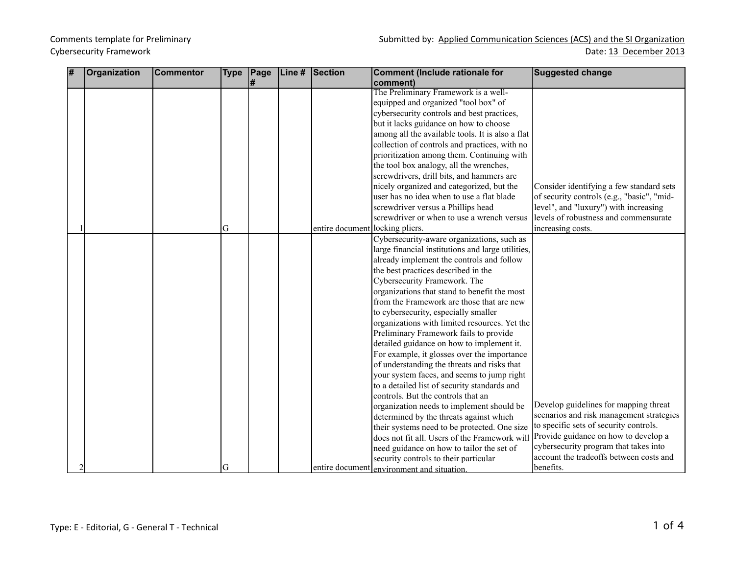Comments template for Preliminary Cybersecurity Framework

Submitted by: Applied Communication Sciences (ACS) and the SI Organization

Date: 13 December 2013

| # | Organization | Commentor | Type | Page # | Line # | Section | Comment (Include rationale for comment) | Suggested change |
|---|---|---|---|---|---|---|---|---|
| 1 | | | G | | | entire document | The Preliminary Framework is a well-equipped and organized "tool box" of cybersecurity controls and best practices, but it lacks guidance on how to choose among all the available tools. It is also a flat collection of controls and practices, with no prioritization among them. Continuing with the tool box analogy, all the wrenches, screwdrivers, drill bits, and hammers are nicely organized and categorized, but the user has no idea when to use a flat blade screwdriver versus a Phillips head screwdriver or when to use a wrench versus locking pliers. | Consider identifying a few standard sets of security controls (e.g., "basic", "mid-level", and "luxury") with increasing levels of robustness and commensurate increasing costs. |
| 2 | | | G | | | entire document | Cybersecurity-aware organizations, such as large financial institutions and large utilities, already implement the controls and follow the best practices described in the Cybersecurity Framework. The organizations that stand to benefit the most from the Framework are those that are new to cybersecurity, especially smaller organizations with limited resources. Yet the Preliminary Framework fails to provide detailed guidance on how to implement it. For example, it glosses over the importance of understanding the threats and risks that your system faces, and seems to jump right to a detailed list of security standards and controls. But the controls that an organization needs to implement should be determined by the threats against which their systems need to be protected. One size does not fit all. Users of the Framework will need guidance on how to tailor the set of security controls to their particular environment and situation. | Develop guidelines for mapping threat scenarios and risk management strategies to specific sets of security controls. Provide guidance on how to develop a cybersecurity program that takes into account the tradeoffs between costs and benefits. |

Type: E - Editorial, G - General T - Technical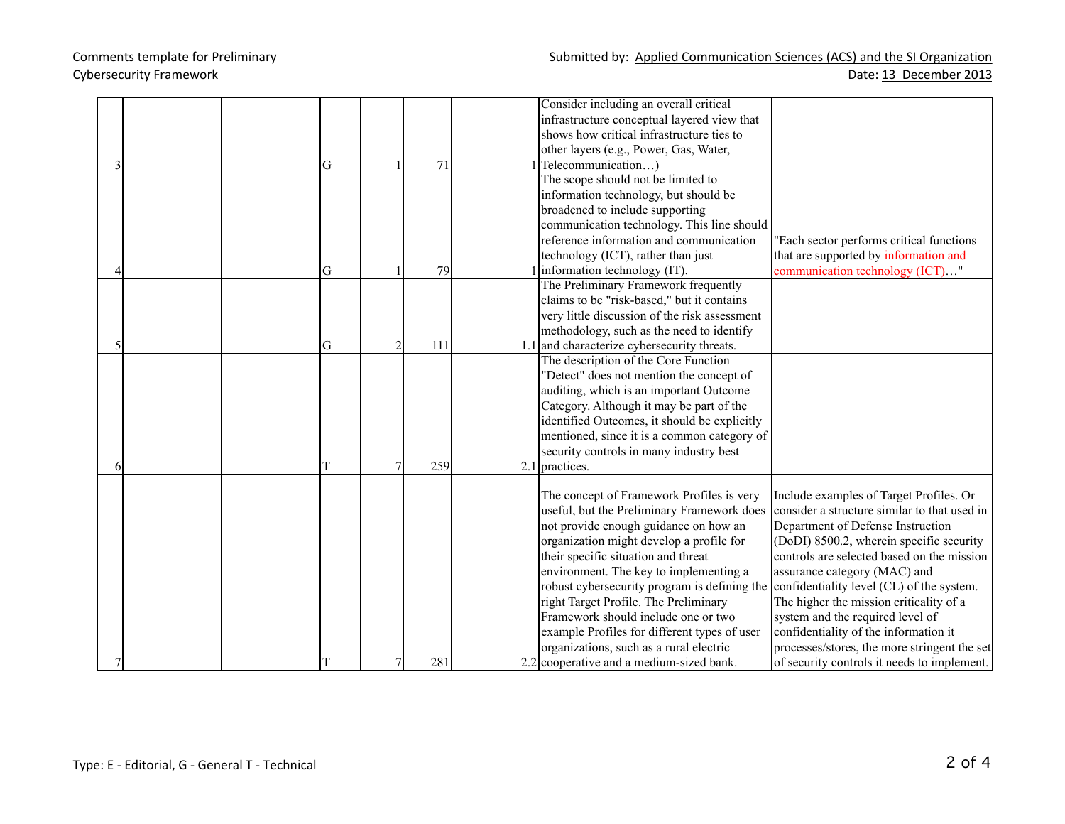| | | | | | | | | |
|---|---|---|---|---|---|---|---|---|
| 3 | | | G | 1 | 71 | 1 | Consider including an overall critical infrastructure conceptual layered view that shows how critical infrastructure ties to other layers (e.g., Power, Gas, Water, Telecommunication…) | |
| 4 | | | G | 1 | 79 | 1 | The scope should not be limited to information technology, but should be broadened to include supporting communication technology. This line should reference information and communication technology (ICT), rather than just information technology (IT). | "Each sector performs critical functions that are supported by information and communication technology (ICT)…" |
| 5 | | | G | 2 | 111 | 1.1 | The Preliminary Framework frequently claims to be "risk-based," but it contains very little discussion of the risk assessment methodology, such as the need to identify and characterize cybersecurity threats. | |
| 6 | | | T | 7 | 259 | 2.1 | The description of the Core Function "Detect" does not mention the concept of auditing, which is an important Outcome Category. Although it may be part of the identified Outcomes, it should be explicitly mentioned, since it is a common category of security controls in many industry best practices. | |
| 7 | | | T | 7 | 281 | 2.2 | The concept of Framework Profiles is very useful, but the Preliminary Framework does not provide enough guidance on how an organization might develop a profile for their specific situation and threat environment. The key to implementing a robust cybersecurity program is defining the right Target Profile. The Preliminary Framework should include one or two example Profiles for different types of user organizations, such as a rural electric cooperative and a medium-sized bank. | Include examples of Target Profiles. Or consider a structure similar to that used in Department of Defense Instruction (DoDI) 8500.2, wherein specific security controls are selected based on the mission assurance category (MAC) and confidentiality level (CL) of the system. The higher the mission criticality of a system and the required level of confidentiality of the information it processes/stores, the more stringent the set of security controls it needs to implement. |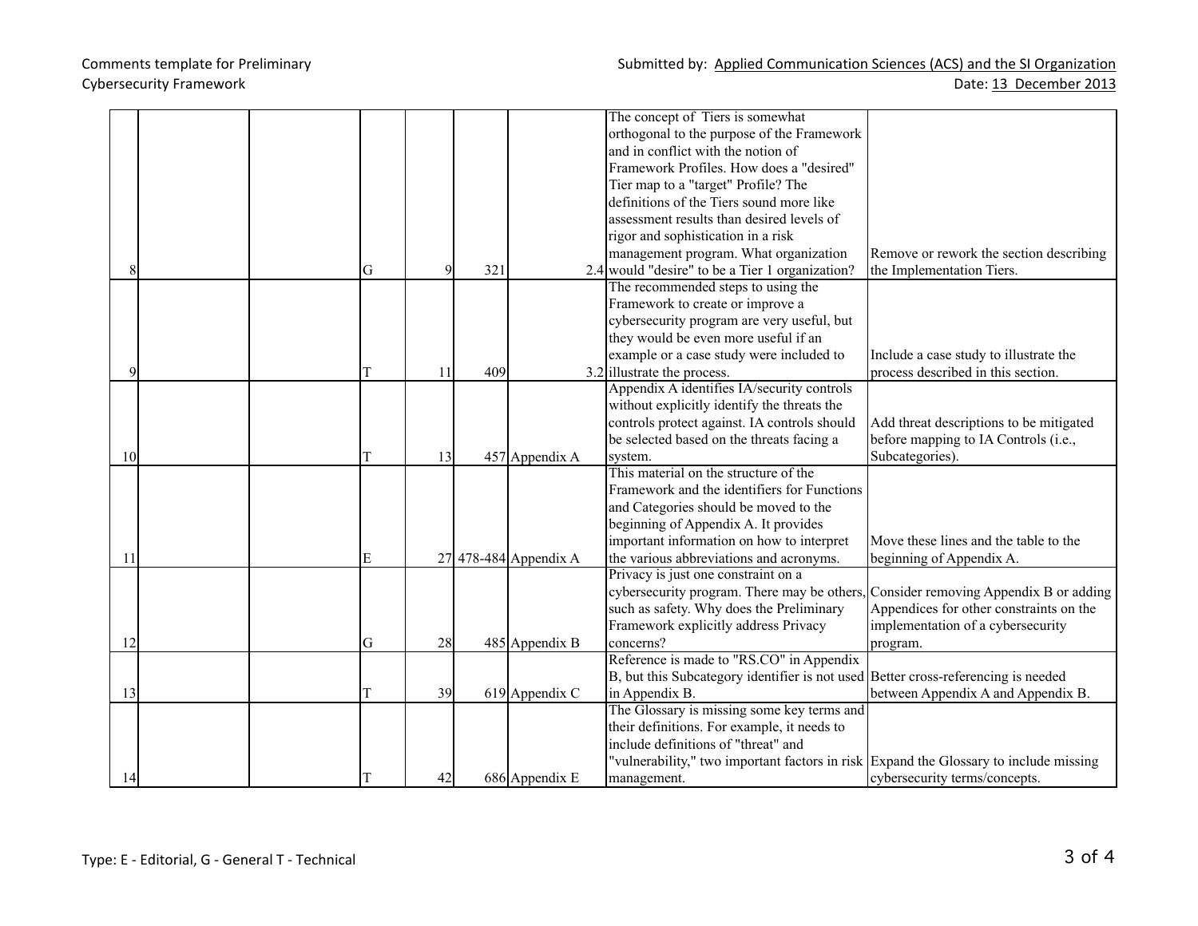Comments template for Preliminary Cybersecurity Framework

Submitted by: Applied Communication Sciences (ACS) and the SI Organization
Date: 13 December 2013

| | | | | | | | | |
|---|---|---|---|---|---|---|---|---|
| 8 | | | G | 9 | 321 | 2.4 | The concept of Tiers is somewhat orthogonal to the purpose of the Framework and in conflict with the notion of Framework Profiles. How does a "desired" Tier map to a "target" Profile? The definitions of the Tiers sound more like assessment results than desired levels of rigor and sophistication in a risk management program. What organization would "desire" to be a Tier 1 organization? | Remove or rework the section describing the Implementation Tiers. |
| 9 | | | T | 11 | 409 | 3.2 | The recommended steps to using the Framework to create or improve a cybersecurity program are very useful, but they would be even more useful if an example or a case study were included to illustrate the process. | Include a case study to illustrate the process described in this section. |
| 10 | | | T | 13 | 457 | Appendix A | Appendix A identifies IA/security controls without explicitly identify the threats the controls protect against. IA controls should be selected based on the threats facing a system. | Add threat descriptions to be mitigated before mapping to IA Controls (i.e., Subcategories). |
| 11 | | | E | 27 | 478-484 | Appendix A | This material on the structure of the Framework and the identifiers for Functions and Categories should be moved to the beginning of Appendix A. It provides important information on how to interpret the various abbreviations and acronyms. | Move these lines and the table to the beginning of Appendix A. |
| 12 | | | G | 28 | 485 | Appendix B | Privacy is just one constraint on a cybersecurity program. There may be others, such as safety. Why does the Preliminary Framework explicitly address Privacy concerns? | Consider removing Appendix B or adding Appendices for other constraints on the implementation of a cybersecurity program. |
| 13 | | | T | 39 | 619 | Appendix C | Reference is made to "RS.CO" in Appendix B, but this Subcategory identifier is not used in Appendix B. | Better cross-referencing is needed between Appendix A and Appendix B. |
| 14 | | | T | 42 | 686 | Appendix E | The Glossary is missing some key terms and their definitions. For example, it needs to include definitions of "threat" and "vulnerability," two important factors in risk management. | Expand the Glossary to include missing cybersecurity terms/concepts. |

Type: E - Editorial, G - General T - Technical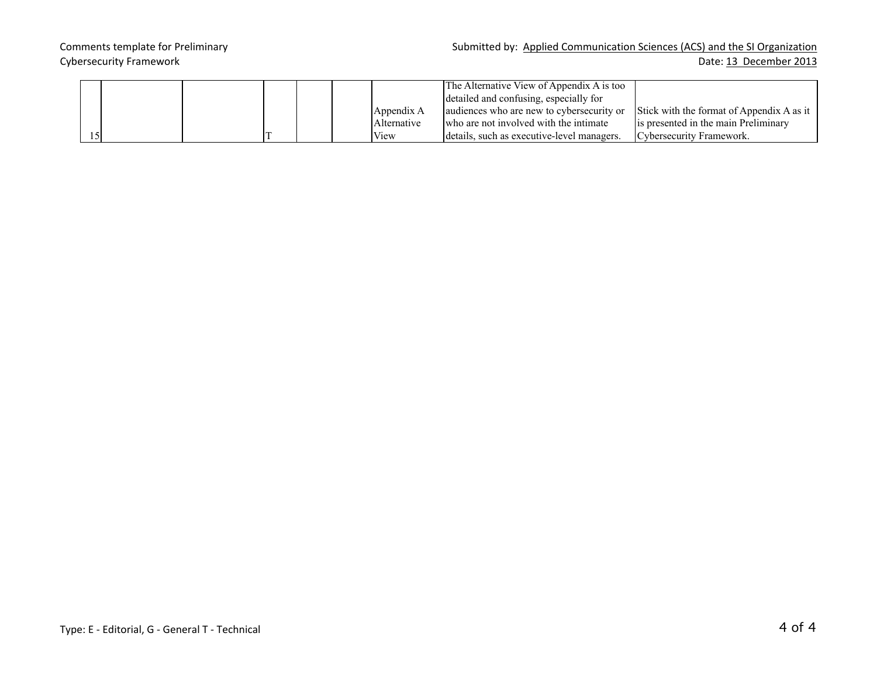| | | | | | | | | |
|---|---|---|---|---|---|---|---|---|
| 15 | | | T | | | Appendix A Alternative View | The Alternative View of Appendix A is too detailed and confusing, especially for audiences who are new to cybersecurity or who are not involved with the intimate details, such as executive-level managers. | Stick with the format of Appendix A as it is presented in the main Preliminary Cybersecurity Framework. |

Type: E - Editorial, G - General T - Technical